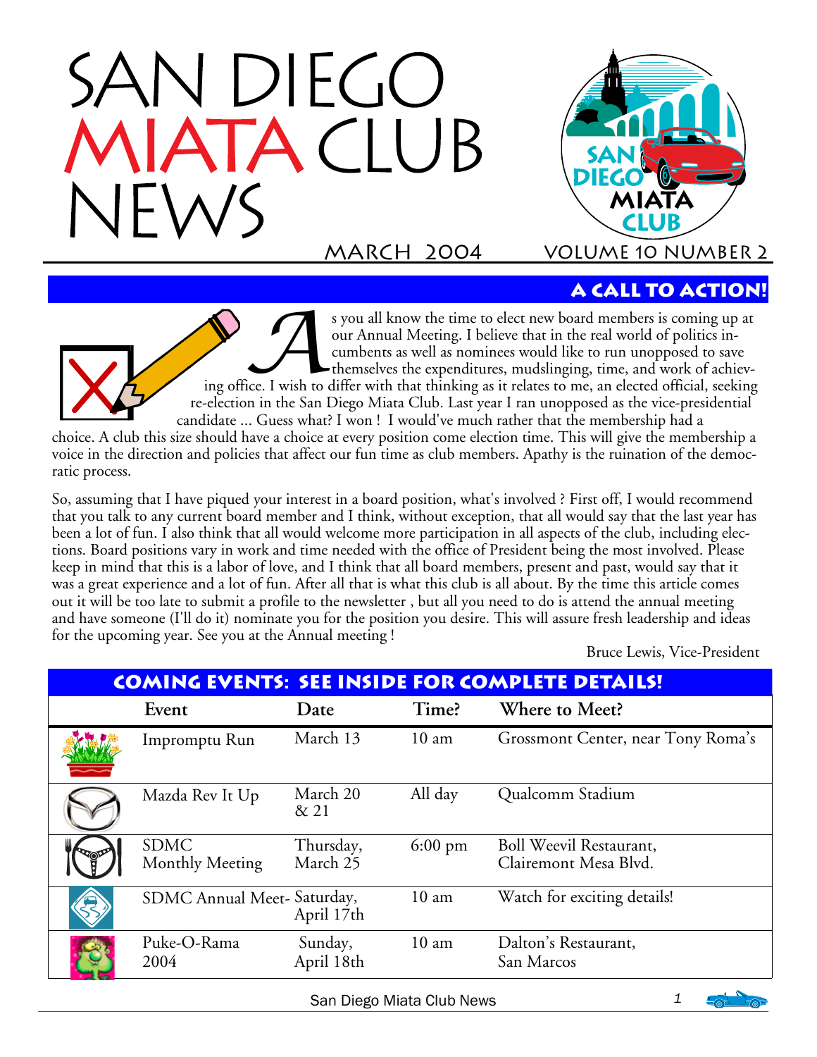# San Diego Miata Club News

March 2004 — Volume 10 Number 2

## A Call to Action!

As you all know the time to elect new board members is coming up at our Annual Meeting. I believe that in the real world of politics incumbents as well as nominees would like to run unopposed to save themselves the expenditures, mudslinging, time, and work of achieving office. I wish to differ with that thinking as it relates to me, an elected official, seeking re-election in the San Diego Miata Club. Last year I ran unopposed as the vice-presidential candidate ... Guess what? I won ! I would've much rather that the membership had a choice. A club this size should have a choice at every position come election time. This will give the membership a voice in the direction and policies that affect our fun time as club members. Apathy is the ruination of the democratic process.

So, assuming that I have piqued your interest in a board position, what's involved ? First off, I would recommend that you talk to any current board member and I think, without exception, that all would say that the last year has been a lot of fun. I also think that all would welcome more participation in all aspects of the club, including elections. Board positions vary in work and time needed with the office of President being the most involved. Please keep in mind that this is a labor of love, and I think that all board members, present and past, would say that it was a great experience and a lot of fun. After all that is what this club is all about. By the time this article comes out it will be too late to submit a profile to the newsletter , but all you need to do is attend the annual meeting and have someone (I'll do it) nominate you for the position you desire. This will assure fresh leadership and ideas for the upcoming year. See you at the Annual meeting !

Bruce Lewis, Vice-President

## Coming Events: See Inside for Complete Details!

| Event | Date | Time? | Where to Meet? |
|---|---|---|---|
| Impromptu Run | March 13 | 10 am | Grossmont Center, near Tony Roma's |
| Mazda Rev It Up | March 20 & 21 | All day | Qualcomm Stadium |
| SDMC Monthly Meeting | Thursday, March 25 | 6:00 pm | Boll Weevil Restaurant, Clairemont Mesa Blvd. |
| SDMC Annual Meet- | Saturday, April 17th | 10 am | Watch for exciting details! |
| Puke-O-Rama 2004 | Sunday, April 18th | 10 am | Dalton's Restaurant, San Marcos |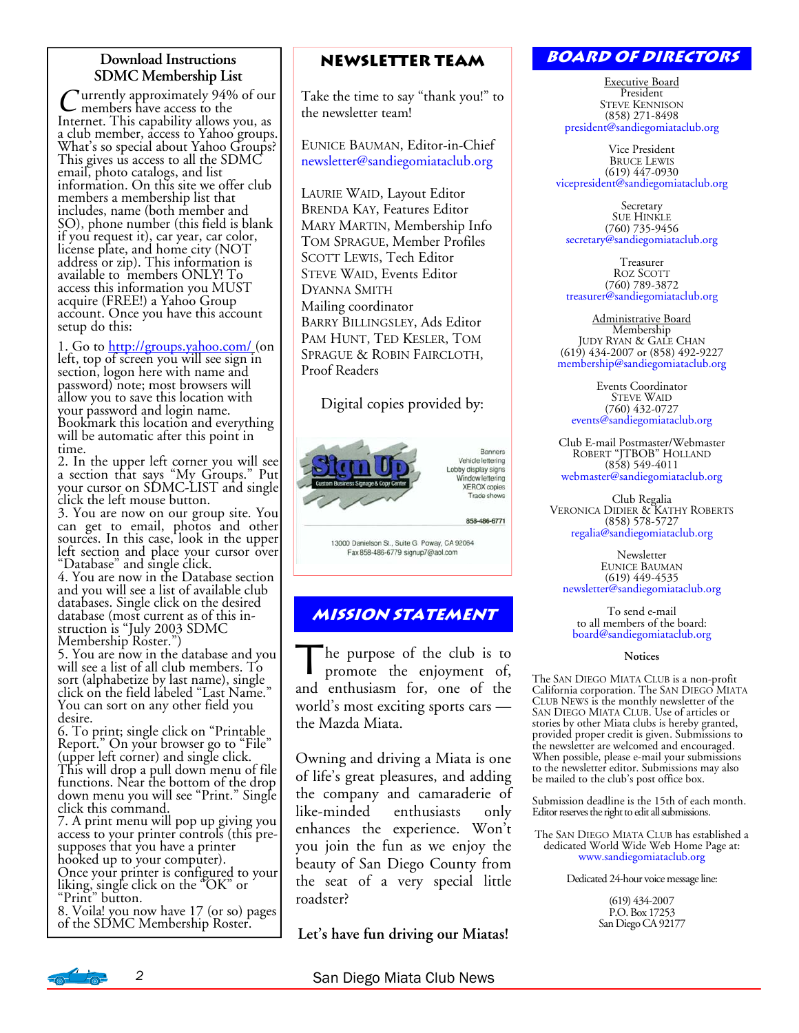## Download Instructions SDMC Membership List

Currently approximately 94% of our members have access to the Internet. This capability allows you, as a club member, access to Yahoo groups. What's so special about Yahoo Groups? This gives us access to all the SDMC email, photo catalogs, and list information. On this site we offer club members a membership list that includes, name (both member and SO), phone number (this field is blank if you request it), car year, car color, license plate, and home city (NOT address or zip). This information is available to members ONLY! To access this information you MUST acquire (FREE!) a Yahoo Group account. Once you have this account setup do this:

1. Go to http://groups.yahoo.com/ (on left, top of screen you will see sign in section, logon here with name and password) note; most browsers will allow you to save this location with your password and login name. Bookmark this location and everything will be automatic after this point in time.
2. In the upper left corner you will see a section that says "My Groups." Put your cursor on SDMC-LIST and single click the left mouse button.
3. You are now on our group site. You can get to email, photos and other sources. In this case, look in the upper left section and place your cursor over "Database" and single click.
4. You are now in the Database section and you will see a list of available club databases. Single click on the desired database (most current as of this instruction is "July 2003 SDMC Membership Roster.")
5. You are now in the database and you will see a list of all club members. To sort (alphabetize by last name), single click on the field labeled "Last Name." You can sort on any other field you desire.
6. To print; single click on "Printable Report." On your browser go to "File" (upper left corner) and single click. This will drop a pull down menu of file functions. Near the bottom of the drop down menu you will see "Print." Single click this command.
7. A print menu will pop up giving you access to your printer controls (this presupposes that you have a printer hooked up to your computer). Once your printer is configured to your liking, single click on the "OK" or "Print" button.
8. Voila! you now have 17 (or so) pages of the SDMC Membership Roster.

## Newsletter Team

Take the time to say "thank you!" to the newsletter team!

EUNICE BAUMAN, Editor-in-Chief
newsletter@sandiegomiataclub.org

LAURIE WAID, Layout Editor
BRENDA KAY, Features Editor
MARY MARTIN, Membership Info
TOM SPRAGUE, Member Profiles
SCOTT LEWIS, Tech Editor
STEVE WAID, Events Editor
DYANNA SMITH
Mailing coordinator
BARRY BILLINGSLEY, Ads Editor
PAM HUNT, TED KESLER, TOM SPRAGUE & ROBIN FAIRCLOTH, Proof Readers

Digital copies provided by:

Sign Up — Custom Business Signage & Copy Center
Banners
Vehicle lettering
Lobby display signs
Window lettering
XEROX copies
Trade shows
858-486-6771
13000 Danielson St., Suite G Poway, CA 92064
Fax 858-486-6779 signup7@aol.com

## Mission Statement

The purpose of the club is to promote the enjoyment of, and enthusiasm for, one of the world's most exciting sports cars — the Mazda Miata.

Owning and driving a Miata is one of life's great pleasures, and adding the company and camaraderie of like-minded enthusiasts only enhances the experience. Won't you join the fun as we enjoy the beauty of San Diego County from the seat of a very special little roadster?

**Let's have fun driving our Miatas!**

## Board of Directors

Executive Board

President
STEVE KENNISON
(858) 271-8498
president@sandiegomiataclub.org

Vice President
BRUCE LEWIS
(619) 447-0930
vicepresident@sandiegomiataclub.org

Secretary
SUE HINKLE
(760) 735-9456
secretary@sandiegomiataclub.org

Treasurer
ROZ SCOTT
(760) 789-3872
treasurer@sandiegomiataclub.org

Administrative Board

Membership
JUDY RYAN & GALE CHAN
(619) 434-2007 or (858) 492-9227
membership@sandiegomiataclub.org

Events Coordinator
STEVE WAID
(760) 432-0727
events@sandiegomiataclub.org

Club E-mail Postmaster/Webmaster
ROBERT "JTBOB" HOLLAND
(858) 549-4011
webmaster@sandiegomiataclub.org

Club Regalia
VERONICA DIDIER & KATHY ROBERTS
(858) 578-5727
regalia@sandiegomiataclub.org

Newsletter
EUNICE BAUMAN
(619) 449-4535
newsletter@sandiegomiataclub.org

To send e-mail to all members of the board:
board@sandiegomiataclub.org

**Notices**

The SAN DIEGO MIATA CLUB is a non-profit California corporation. The SAN DIEGO MIATA CLUB NEWS is the monthly newsletter of the SAN DIEGO MIATA CLUB. Use of articles or stories by other Miata clubs is hereby granted, provided proper credit is given. Submissions to the newsletter are welcomed and encouraged. When possible, please e-mail your submissions to the newsletter editor. Submissions may also be mailed to the club's post office box.

Submission deadline is the 15th of each month. Editor reserves the right to edit all submissions.

The SAN DIEGO MIATA CLUB has established a dedicated World Wide Web Home Page at:
www.sandiegomiataclub.org

Dedicated 24-hour voice message line:

(619) 434-2007
P.O. Box 17253
San Diego CA 92177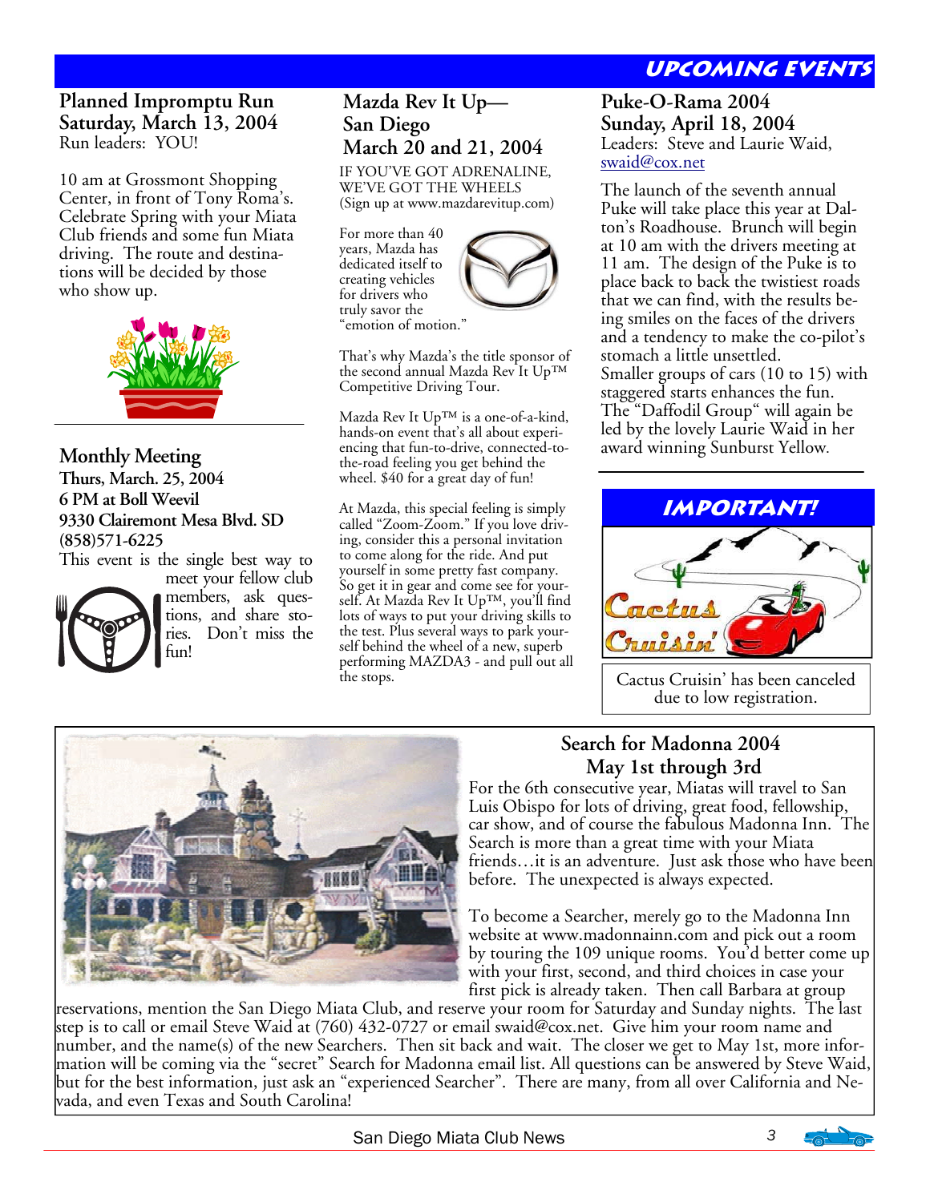## UPCOMING EVENTS

### Planned Impromptu Run
**Saturday, March 13, 2004**
Run leaders: YOU!

10 am at Grossmont Shopping Center, in front of Tony Roma's. Celebrate Spring with your Miata Club friends and some fun Miata driving. The route and destinations will be decided by those who show up.

### Monthly Meeting
**Thurs, March. 25, 2004**
**6 PM at Boll Weevil**
**9330 Clairemont Mesa Blvd. SD**
**(858)571-6225**

This event is the single best way to meet your fellow club members, ask questions, and share stories. Don't miss the fun!

### Mazda Rev It Up— San Diego
**March 20 and 21, 2004**

IF YOU'VE GOT ADRENALINE, WE'VE GOT THE WHEELS
(Sign up at www.mazdarevitup.com)

For more than 40 years, Mazda has dedicated itself to creating vehicles for drivers who truly savor the "emotion of motion."

That's why Mazda's the title sponsor of the second annual Mazda Rev It Up™ Competitive Driving Tour.

Mazda Rev It Up™ is a one-of-a-kind, hands-on event that's all about experiencing that fun-to-drive, connected-to-the-road feeling you get behind the wheel. $40 for a great day of fun!

At Mazda, this special feeling is simply called "Zoom-Zoom." If you love driving, consider this a personal invitation to come along for the ride. And put yourself in some pretty fast company. So get it in gear and come see for yourself. At Mazda Rev It Up™, you'll find lots of ways to put your driving skills to the test. Plus several ways to park yourself behind the wheel of a new, superb performing MAZDA3 - and pull out all the stops.

### Puke-O-Rama 2004
**Sunday, April 18, 2004**
Leaders: Steve and Laurie Waid, swaid@cox.net

The launch of the seventh annual Puke will take place this year at Dalton's Roadhouse. Brunch will begin at 10 am with the drivers meeting at 11 am. The design of the Puke is to place back to back the twistiest roads that we can find, with the results being smiles on the faces of the drivers and a tendency to make the co-pilot's stomach a little unsettled.
Smaller groups of cars (10 to 15) with staggered starts enhances the fun. The "Daffodil Group" will again be led by the lovely Laurie Waid in her award winning Sunburst Yellow.

### IMPORTANT!

Cactus Cruisin'

Cactus Cruisin' has been canceled due to low registration.

### Search for Madonna 2004
**May 1st through 3rd**

For the 6th consecutive year, Miatas will travel to San Luis Obispo for lots of driving, great food, fellowship, car show, and of course the fabulous Madonna Inn. The Search is more than a great time with your Miata friends…it is an adventure. Just ask those who have been before. The unexpected is always expected.

To become a Searcher, merely go to the Madonna Inn website at www.madonnainn.com and pick out a room by touring the 109 unique rooms. You'd better come up with your first, second, and third choices in case your first pick is already taken. Then call Barbara at group reservations, mention the San Diego Miata Club, and reserve your room for Saturday and Sunday nights. The last step is to call or email Steve Waid at (760) 432-0727 or email swaid@cox.net. Give him your room name and number, and the name(s) of the new Searchers. Then sit back and wait. The closer we get to May 1st, more information will be coming via the "secret" Search for Madonna email list. All questions can be answered by Steve Waid, but for the best information, just ask an "experienced Searcher". There are many, from all over California and Nevada, and even Texas and South Carolina!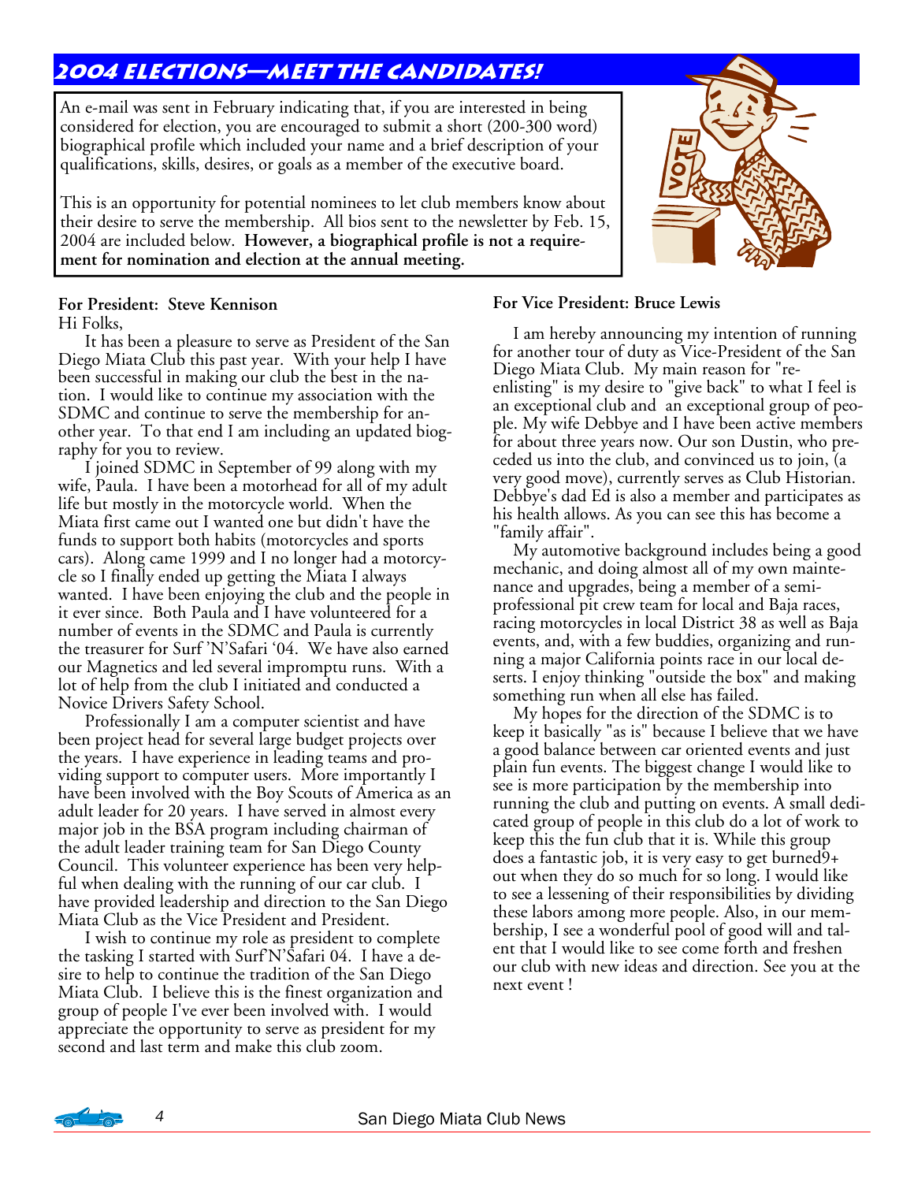## 2004 Elections—Meet the Candidates!

An e-mail was sent in February indicating that, if you are interested in being considered for election, you are encouraged to submit a short (200-300 word) biographical profile which included your name and a brief description of your qualifications, skills, desires, or goals as a member of the executive board.

This is an opportunity for potential nominees to let club members know about their desire to serve the membership. All bios sent to the newsletter by Feb. 15, 2004 are included below. **However, a biographical profile is not a requirement for nomination and election at the annual meeting.**

**For President: Steve Kennison**

Hi Folks,

It has been a pleasure to serve as President of the San Diego Miata Club this past year. With your help I have been successful in making our club the best in the nation. I would like to continue my association with the SDMC and continue to serve the membership for another year. To that end I am including an updated biography for you to review.

I joined SDMC in September of 99 along with my wife, Paula. I have been a motorhead for all of my adult life but mostly in the motorcycle world. When the Miata first came out I wanted one but didn't have the funds to support both habits (motorcycles and sports cars). Along came 1999 and I no longer had a motorcycle so I finally ended up getting the Miata I always wanted. I have been enjoying the club and the people in it ever since. Both Paula and I have volunteered for a number of events in the SDMC and Paula is currently the treasurer for Surf 'N'Safari '04. We have also earned our Magnetics and led several impromptu runs. With a lot of help from the club I initiated and conducted a Novice Drivers Safety School.

Professionally I am a computer scientist and have been project head for several large budget projects over the years. I have experience in leading teams and providing support to computer users. More importantly I have been involved with the Boy Scouts of America as an adult leader for 20 years. I have served in almost every major job in the BSA program including chairman of the adult leader training team for San Diego County Council. This volunteer experience has been very helpful when dealing with the running of our car club. I have provided leadership and direction to the San Diego Miata Club as the Vice President and President.

I wish to continue my role as president to complete the tasking I started with Surf'N'Safari 04. I have a desire to help to continue the tradition of the San Diego Miata Club. I believe this is the finest organization and group of people I've ever been involved with. I would appreciate the opportunity to serve as president for my second and last term and make this club zoom.

**For Vice President: Bruce Lewis**

I am hereby announcing my intention of running for another tour of duty as Vice-President of the San Diego Miata Club. My main reason for "re-enlisting" is my desire to "give back" to what I feel is an exceptional club and an exceptional group of people. My wife Debbye and I have been active members for about three years now. Our son Dustin, who preceded us into the club, and convinced us to join, (a very good move), currently serves as Club Historian. Debbye's dad Ed is also a member and participates as his health allows. As you can see this has become a "family affair".

My automotive background includes being a good mechanic, and doing almost all of my own maintenance and upgrades, being a member of a semi-professional pit crew team for local and Baja races, racing motorcycles in local District 38 as well as Baja events, and, with a few buddies, organizing and running a major California points race in our local deserts. I enjoy thinking "outside the box" and making something run when all else has failed.

My hopes for the direction of the SDMC is to keep it basically "as is" because I believe that we have a good balance between car oriented events and just plain fun events. The biggest change I would like to see is more participation by the membership into running the club and putting on events. A small dedicated group of people in this club do a lot of work to keep this the fun club that it is. While this group does a fantastic job, it is very easy to get burned9+ out when they do so much for so long. I would like to see a lessening of their responsibilities by dividing these labors among more people. Also, in our membership, I see a wonderful pool of good will and talent that I would like to see come forth and freshen our club with new ideas and direction. See you at the next event !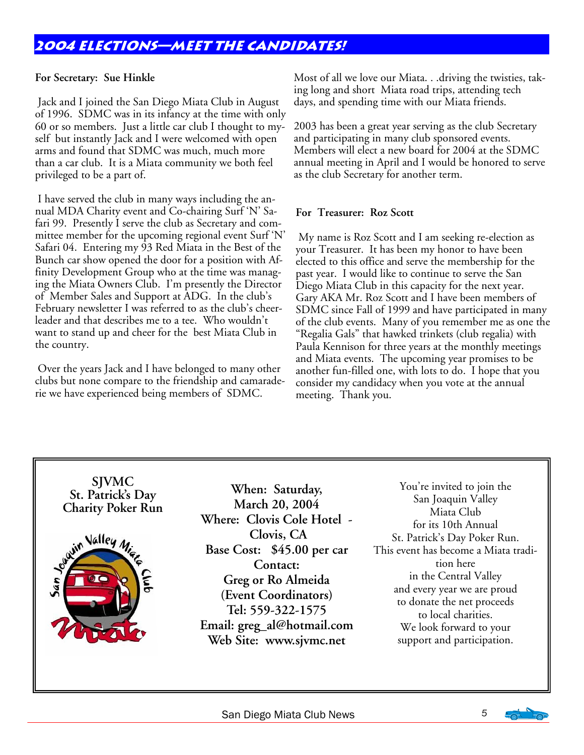# 2004 Elections—Meet the Candidates!

**For Secretary: Sue Hinkle**

Jack and I joined the San Diego Miata Club in August of 1996. SDMC was in its infancy at the time with only 60 or so members. Just a little car club I thought to myself but instantly Jack and I were welcomed with open arms and found that SDMC was much, much more than a car club. It is a Miata community we both feel privileged to be a part of.

I have served the club in many ways including the annual MDA Charity event and Co-chairing Surf 'N' Safari 99. Presently I serve the club as Secretary and committee member for the upcoming regional event Surf 'N' Safari 04. Entering my 93 Red Miata in the Best of the Bunch car show opened the door for a position with Affinity Development Group who at the time was managing the Miata Owners Club. I'm presently the Director of Member Sales and Support at ADG. In the club's February newsletter I was referred to as the club's cheerleader and that describes me to a tee. Who wouldn't want to stand up and cheer for the best Miata Club in the country.

Over the years Jack and I have belonged to many other clubs but none compare to the friendship and camaraderie we have experienced being members of SDMC.

Most of all we love our Miata. . .driving the twisties, taking long and short Miata road trips, attending tech days, and spending time with our Miata friends.

2003 has been a great year serving as the club Secretary and participating in many club sponsored events. Members will elect a new board for 2004 at the SDMC annual meeting in April and I would be honored to serve as the club Secretary for another term.

**For Treasurer: Roz Scott**

My name is Roz Scott and I am seeking re-election as your Treasurer. It has been my honor to have been elected to this office and serve the membership for the past year. I would like to continue to serve the San Diego Miata Club in this capacity for the next year. Gary AKA Mr. Roz Scott and I have been members of SDMC since Fall of 1999 and have participated in many of the club events. Many of you remember me as one the "Regalia Gals" that hawked trinkets (club regalia) with Paula Kennison for three years at the monthly meetings and Miata events. The upcoming year promises to be another fun-filled one, with lots to do. I hope that you consider my candidacy when you vote at the annual meeting. Thank you.

---

**SJVMC St. Patrick's Day Charity Poker Run**

**When: Saturday, March 20, 2004**
**Where: Clovis Cole Hotel - Clovis, CA**
**Base Cost: $45.00 per car**
**Contact:**
**Greg or Ro Almeida (Event Coordinators)**
**Tel: 559-322-1575**
**Email: greg_al@hotmail.com**
**Web Site: www.sjvmc.net**

You're invited to join the San Joaquin Valley Miata Club for its 10th Annual St. Patrick's Day Poker Run. This event has become a Miata tradition here in the Central Valley and every year we are proud to donate the net proceeds to local charities. We look forward to your support and participation.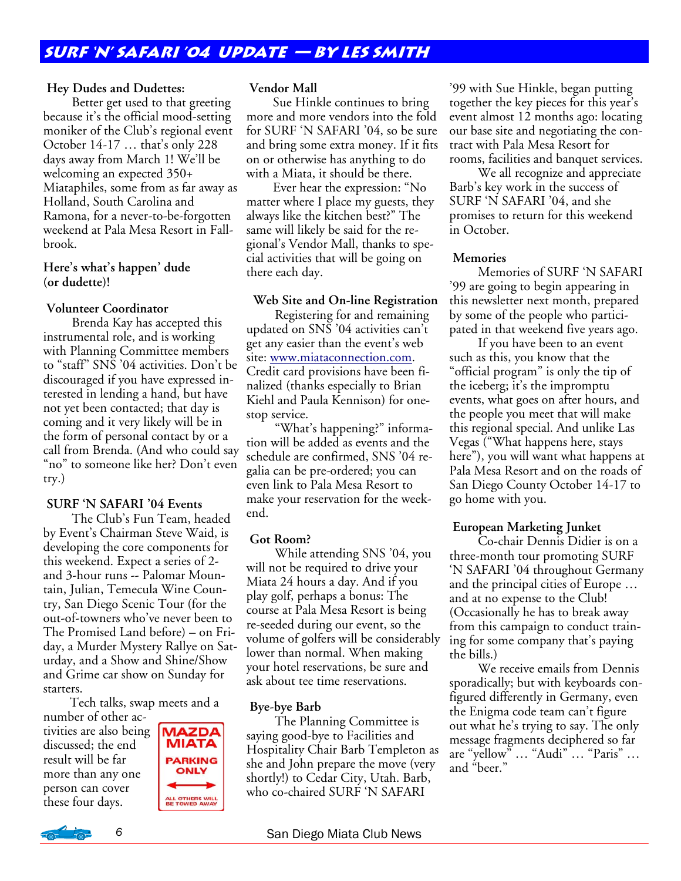## SURF 'N' SAFARI '04 UPDATE — BY LES SMITH

**Hey Dudes and Dudettes:**

Better get used to that greeting because it's the official mood-setting moniker of the Club's regional event October 14-17 … that's only 228 days away from March 1! We'll be welcoming an expected 350+ Miataphiles, some from as far away as Holland, South Carolina and Ramona, for a never-to-be-forgotten weekend at Pala Mesa Resort in Fallbrook.

**Here's what's happen' dude (or dudette)!**

**Volunteer Coordinator**

Brenda Kay has accepted this instrumental role, and is working with Planning Committee members to "staff" SNS '04 activities. Don't be discouraged if you have expressed interested in lending a hand, but have not yet been contacted; that day is coming and it very likely will be in the form of personal contact by or a call from Brenda. (And who could say "no" to someone like her? Don't even try.)

**SURF 'N SAFARI '04 Events**

The Club's Fun Team, headed by Event's Chairman Steve Waid, is developing the core components for this weekend. Expect a series of 2- and 3-hour runs -- Palomar Mountain, Julian, Temecula Wine Country, San Diego Scenic Tour (for the out-of-towners who've never been to The Promised Land before) – on Friday, a Murder Mystery Rallye on Saturday, and a Show and Shine/Show and Grime car show on Sunday for starters.

Tech talks, swap meets and a number of other activities are also being discussed; the end result will be far more than any one person can cover these four days.

MAZDA MIATA PARKING ONLY

ALL OTHERS WILL BE TOWED AWAY

**Vendor Mall**

Sue Hinkle continues to bring more and more vendors into the fold for SURF 'N SAFARI '04, so be sure and bring some extra money. If it fits on or otherwise has anything to do with a Miata, it should be there.

Ever hear the expression: "No matter where I place my guests, they always like the kitchen best?" The same will likely be said for the regional's Vendor Mall, thanks to special activities that will be going on there each day.

**Web Site and On-line Registration**

Registering for and remaining updated on SNS '04 activities can't get any easier than the event's web site: www.miataconnection.com. Credit card provisions have been finalized (thanks especially to Brian Kiehl and Paula Kennison) for one-stop service.

"What's happening?" information will be added as events and the schedule are confirmed, SNS '04 regalia can be pre-ordered; you can even link to Pala Mesa Resort to make your reservation for the weekend.

**Got Room?**

While attending SNS '04, you will not be required to drive your Miata 24 hours a day. And if you play golf, perhaps a bonus: The course at Pala Mesa Resort is being re-seeded during our event, so the volume of golfers will be considerably lower than normal. When making your hotel reservations, be sure and ask about tee time reservations.

**Bye-bye Barb**

The Planning Committee is saying good-bye to Facilities and Hospitality Chair Barb Templeton as she and John prepare the move (very shortly!) to Cedar City, Utah. Barb, who co-chaired SURF 'N SAFARI '99 with Sue Hinkle, began putting together the key pieces for this year's event almost 12 months ago: locating our base site and negotiating the contract with Pala Mesa Resort for rooms, facilities and banquet services.

We all recognize and appreciate Barb's key work in the success of SURF 'N SAFARI '04, and she promises to return for this weekend in October.

**Memories**

Memories of SURF 'N SAFARI '99 are going to begin appearing in this newsletter next month, prepared by some of the people who participated in that weekend five years ago.

If you have been to an event such as this, you know that the "official program" is only the tip of the iceberg; it's the impromptu events, what goes on after hours, and the people you meet that will make this regional special. And unlike Las Vegas ("What happens here, stays here"), you will want what happens at Pala Mesa Resort and on the roads of San Diego County October 14-17 to go home with you.

**European Marketing Junket**

Co-chair Dennis Didier is on a three-month tour promoting SURF 'N SAFARI '04 throughout Germany and the principal cities of Europe … and at no expense to the Club! (Occasionally he has to break away from this campaign to conduct training for some company that's paying the bills.)

We receive emails from Dennis sporadically; but with keyboards configured differently in Germany, even the Enigma code team can't figure out what he's trying to say. The only message fragments deciphered so far are "yellow" … "Audi" … "Paris" … and "beer."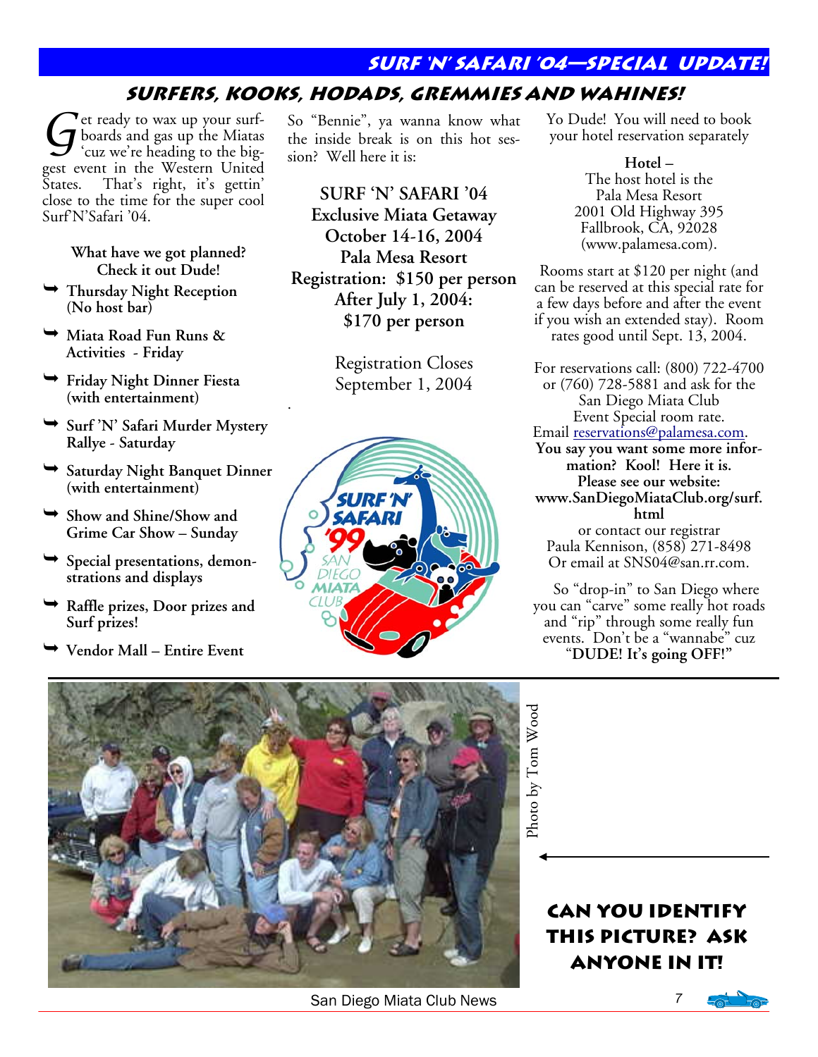## SURF 'N' SAFARI '04—SPECIAL UPDATE!

### SURFERS, KOOKS, HODADS, GREMMIES AND WAHINES!

Get ready to wax up your surfboards and gas up the Miatas 'cuz we're heading to the biggest event in the Western United States. That's right, it's gettin' close to the time for the super cool Surf'N'Safari '04.

**What have we got planned? Check it out Dude!**

- **Thursday Night Reception (No host bar)**
- **Miata Road Fun Runs & Activities - Friday**
- **Friday Night Dinner Fiesta (with entertainment)**
- **Surf 'N' Safari Murder Mystery Rallye - Saturday**
- **Saturday Night Banquet Dinner (with entertainment)**
- **Show and Shine/Show and Grime Car Show – Sunday**
- **Special presentations, demonstrations and displays**
- **Raffle prizes, Door prizes and Surf prizes!**
- **Vendor Mall – Entire Event**

So "Bennie", ya wanna know what the inside break is on this hot session? Well here it is:

**SURF 'N' SAFARI '04**
**Exclusive Miata Getaway**
**October 14-16, 2004**
**Pala Mesa Resort**
**Registration: $150 per person**
**After July 1, 2004:**
**$170 per person**

Registration Closes
September 1, 2004

Yo Dude! You will need to book your hotel reservation separately

**Hotel –**
The host hotel is the
Pala Mesa Resort
2001 Old Highway 395
Fallbrook, CA, 92028
(www.palamesa.com).

Rooms start at $120 per night (and can be reserved at this special rate for a few days before and after the event if you wish an extended stay). Room rates good until Sept. 13, 2004.

For reservations call: (800) 722-4700 or (760) 728-5881 and ask for the San Diego Miata Club Event Special room rate.
Email reservations@palamesa.com.

**You say you want some more information? Kool! Here it is. Please see our website: www.SanDiegoMiataClub.org/surf.html**

or contact our registrar
Paula Kennison, (858) 271-8498
Or email at SNS04@san.rr.com.

So "drop-in" to San Diego where you can "carve" some really hot roads and "rip" through some really fun events. Don't be a "wannabe" cuz "**DUDE! It's going OFF!**"

Photo by Tom Wood

### CAN YOU IDENTIFY THIS PICTURE? ASK ANYONE IN IT!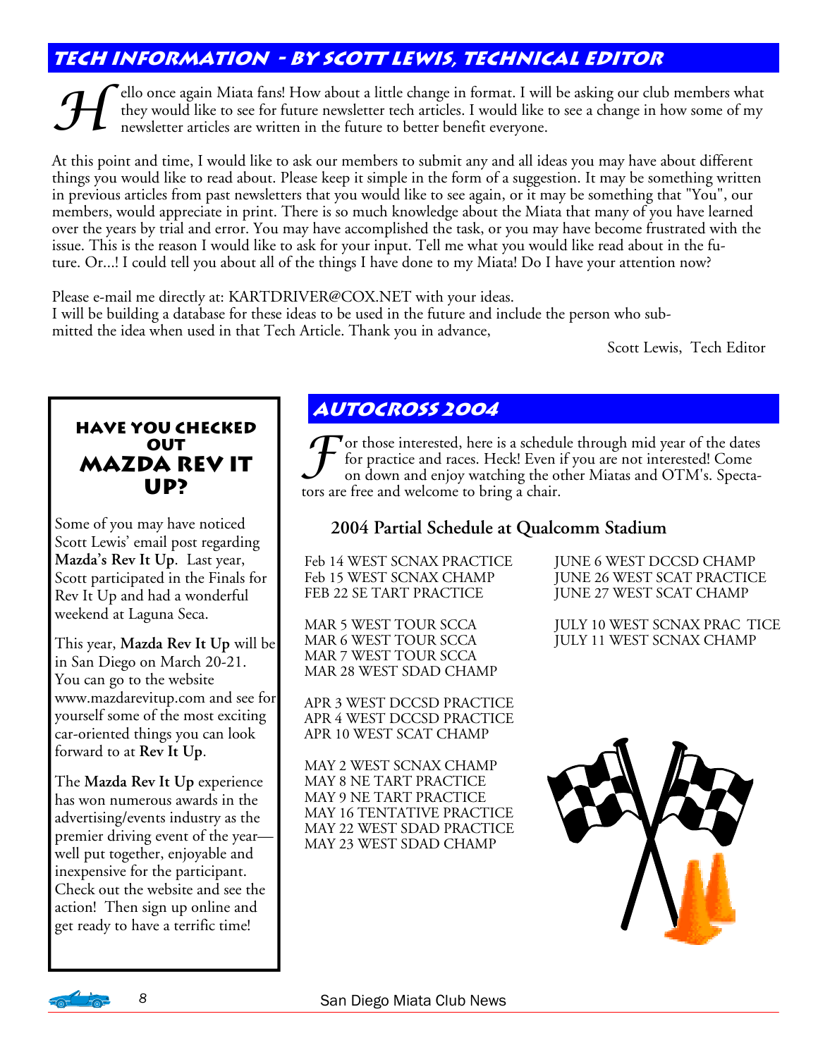## Tech Information - by Scott Lewis, Technical Editor

Hello once again Miata fans! How about a little change in format. I will be asking our club members what they would like to see for future newsletter tech articles. I would like to see a change in how some of my newsletter articles are written in the future to better benefit everyone.

At this point and time, I would like to ask our members to submit any and all ideas you may have about different things you would like to read about. Please keep it simple in the form of a suggestion. It may be something written in previous articles from past newsletters that you would like to see again, or it may be something that "You", our members, would appreciate in print. There is so much knowledge about the Miata that many of you have learned over the years by trial and error. You may have accomplished the task, or you may have become frustrated with the issue. This is the reason I would like to ask for your input. Tell me what you would like read about in the future. Or...! I could tell you about all of the things I have done to my Miata! Do I have your attention now?

Please e-mail me directly at: KARTDRIVER@COX.NET with your ideas.
I will be building a database for these ideas to be used in the future and include the person who submitted the idea when used in that Tech Article. Thank you in advance,

Scott Lewis, Tech Editor

### Have You Checked Out Mazda Rev It Up?

Some of you may have noticed Scott Lewis' email post regarding **Mazda's Rev It Up**. Last year, Scott participated in the Finals for Rev It Up and had a wonderful weekend at Laguna Seca.

This year, **Mazda Rev It Up** will be in San Diego on March 20-21. You can go to the website www.mazdarevitup.com and see for yourself some of the most exciting car-oriented things you can look forward to at **Rev It Up**.

The **Mazda Rev It Up** experience has won numerous awards in the advertising/events industry as the premier driving event of the year—well put together, enjoyable and inexpensive for the participant. Check out the website and see the action! Then sign up online and get ready to have a terrific time!

## Autocross 2004

For those interested, here is a schedule through mid year of the dates for practice and races. Heck! Even if you are not interested! Come on down and enjoy watching the other Miatas and OTM's. Spectators are free and welcome to bring a chair.

### 2004 Partial Schedule at Qualcomm Stadium

Feb 14 WEST SCNAX PRACTICE
Feb 15 WEST SCNAX CHAMP
FEB 22 SE TART PRACTICE

MAR 5 WEST TOUR SCCA
MAR 6 WEST TOUR SCCA
MAR 7 WEST TOUR SCCA
MAR 28 WEST SDAD CHAMP

APR 3 WEST DCCSD PRACTICE
APR 4 WEST DCCSD PRACTICE
APR 10 WEST SCAT CHAMP

MAY 2 WEST SCNAX CHAMP
MAY 8 NE TART PRACTICE
MAY 9 NE TART PRACTICE
MAY 16 TENTATIVE PRACTICE
MAY 22 WEST SDAD PRACTICE
MAY 23 WEST SDAD CHAMP

JUNE 6 WEST DCCSD CHAMP
JUNE 26 WEST SCAT PRACTICE
JUNE 27 WEST SCAT CHAMP

JULY 10 WEST SCNAX PRAC TICE
JULY 11 WEST SCNAX CHAMP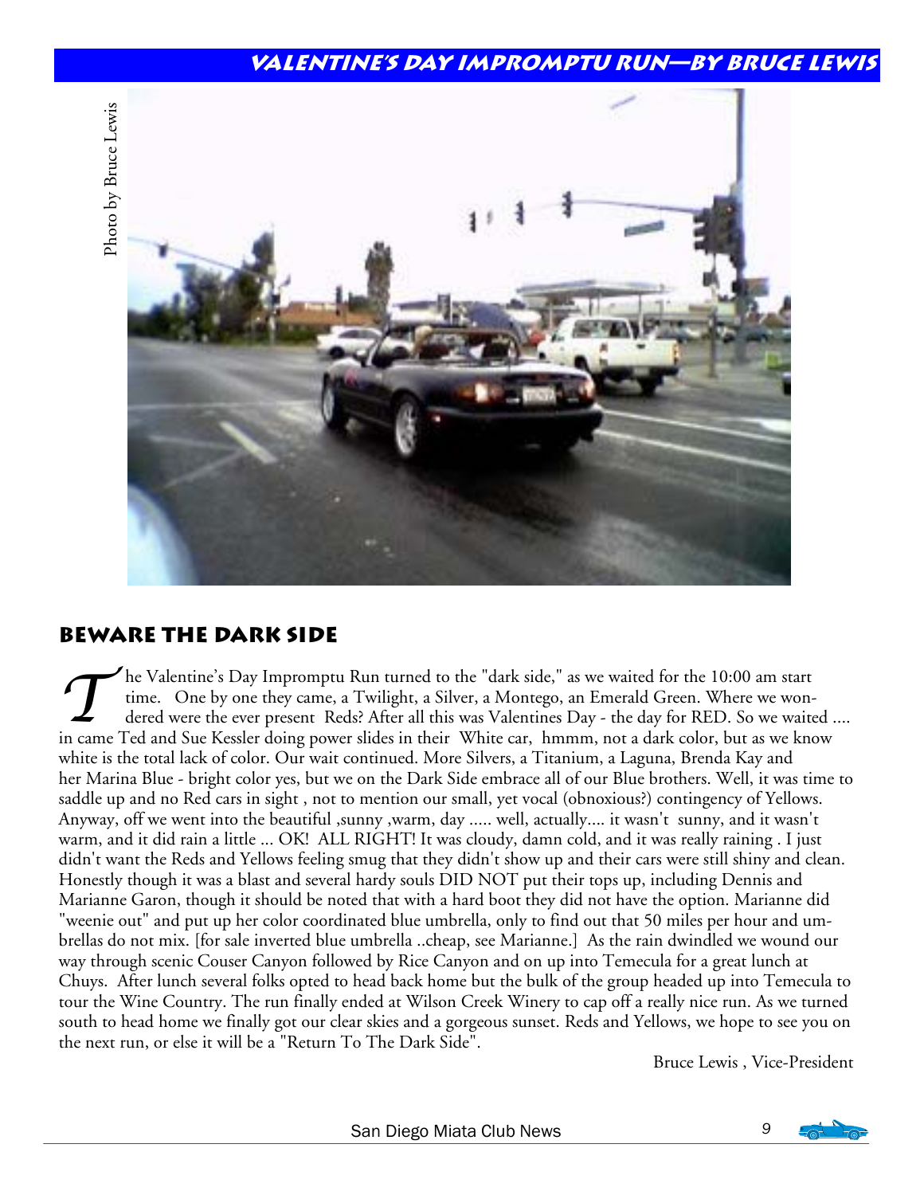# Valentine's Day Impromptu Run—By Bruce Lewis

Photo by Bruce Lewis

## Beware the Dark Side

The Valentine's Day Impromptu Run turned to the "dark side," as we waited for the 10:00 am start time. One by one they came, a Twilight, a Silver, a Montego, an Emerald Green. Where we wondered were the ever present Reds? After all this was Valentines Day - the day for RED. So we waited .... in came Ted and Sue Kessler doing power slides in their White car, hmmm, not a dark color, but as we know white is the total lack of color. Our wait continued. More Silvers, a Titanium, a Laguna, Brenda Kay and her Marina Blue - bright color yes, but we on the Dark Side embrace all of our Blue brothers. Well, it was time to saddle up and no Red cars in sight , not to mention our small, yet vocal (obnoxious?) contingency of Yellows. Anyway, off we went into the beautiful ,sunny ,warm, day ..... well, actually.... it wasn't sunny, and it wasn't warm, and it did rain a little ... OK! ALL RIGHT! It was cloudy, damn cold, and it was really raining . I just didn't want the Reds and Yellows feeling smug that they didn't show up and their cars were still shiny and clean. Honestly though it was a blast and several hardy souls DID NOT put their tops up, including Dennis and Marianne Garon, though it should be noted that with a hard boot they did not have the option. Marianne did "weenie out" and put up her color coordinated blue umbrella, only to find out that 50 miles per hour and umbrellas do not mix. [for sale inverted blue umbrella ..cheap, see Marianne.] As the rain dwindled we wound our way through scenic Couser Canyon followed by Rice Canyon and on up into Temecula for a great lunch at Chuys. After lunch several folks opted to head back home but the bulk of the group headed up into Temecula to tour the Wine Country. The run finally ended at Wilson Creek Winery to cap off a really nice run. As we turned south to head home we finally got our clear skies and a gorgeous sunset. Reds and Yellows, we hope to see you on the next run, or else it will be a "Return To The Dark Side".

Bruce Lewis , Vice-President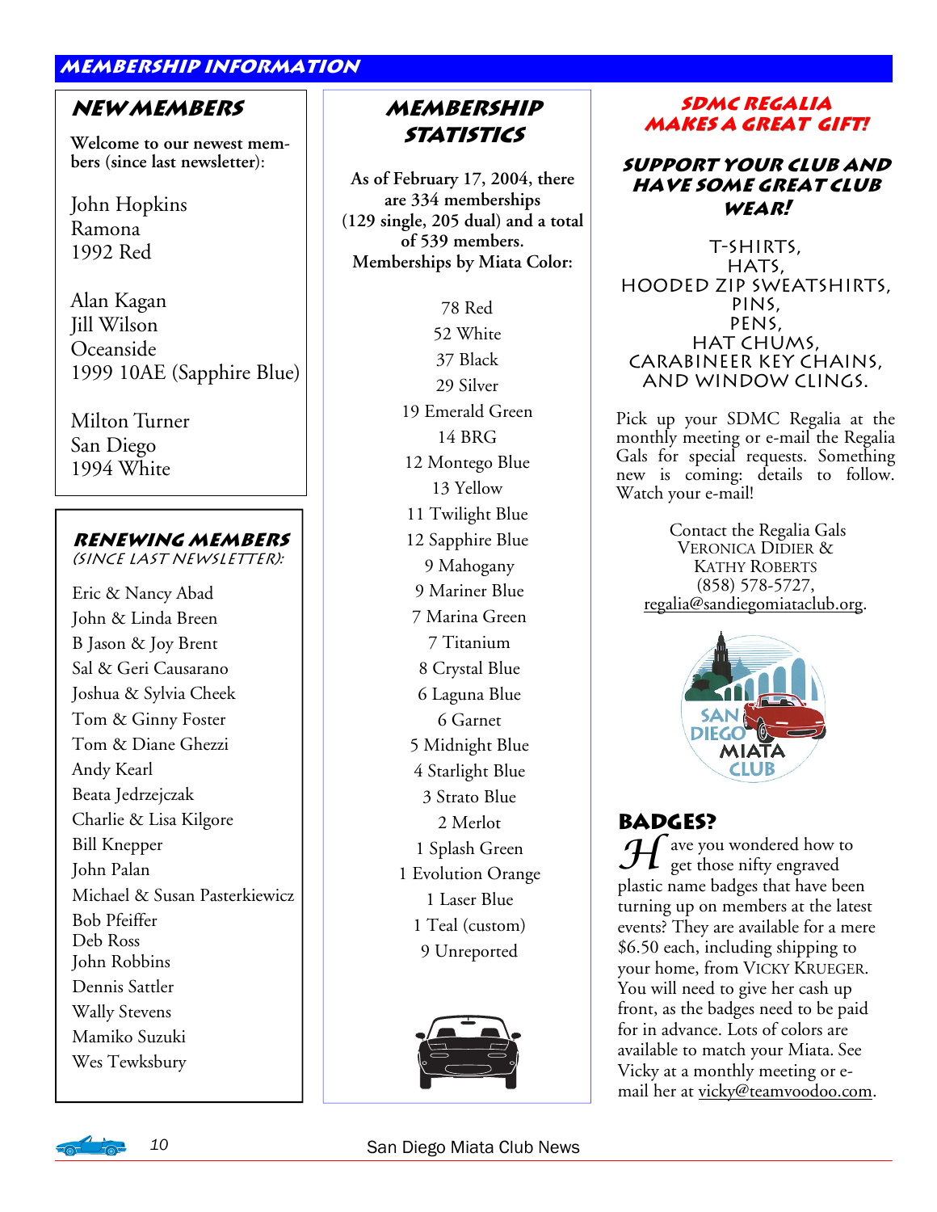## MEMBERSHIP INFORMATION

### NEW MEMBERS

**Welcome to our newest members (since last newsletter):**

John Hopkins
Ramona
1992 Red

Alan Kagan
Jill Wilson
Oceanside
1999 10AE (Sapphire Blue)

Milton Turner
San Diego
1994 White

### RENEWING MEMBERS

*(SINCE LAST NEWSLETTER):*

Eric & Nancy Abad
John & Linda Breen
B Jason & Joy Brent
Sal & Geri Causarano
Joshua & Sylvia Cheek
Tom & Ginny Foster
Tom & Diane Ghezzi
Andy Kearl
Beata Jedrzejczak
Charlie & Lisa Kilgore
Bill Knepper
John Palan
Michael & Susan Pasterkiewicz
Bob Pfeiffer
Deb Ross
John Robbins
Dennis Sattler
Wally Stevens
Mamiko Suzuki
Wes Tewksbury

### MEMBERSHIP STATISTICS

**As of February 17, 2004, there are 334 memberships (129 single, 205 dual) and a total of 539 members.**
**Memberships by Miata Color:**

78 Red
52 White
37 Black
29 Silver
19 Emerald Green
14 BRG
12 Montego Blue
13 Yellow
11 Twilight Blue
12 Sapphire Blue
9 Mahogany
9 Mariner Blue
7 Marina Green
7 Titanium
8 Crystal Blue
6 Laguna Blue
6 Garnet
5 Midnight Blue
4 Starlight Blue
3 Strato Blue
2 Merlot
1 Splash Green
1 Evolution Orange
1 Laser Blue
1 Teal (custom)
9 Unreported

### SDMC REGALIA MAKES A GREAT GIFT!

#### SUPPORT YOUR CLUB AND HAVE SOME GREAT CLUB WEAR!

T-SHIRTS,
HATS,
HOODED ZIP SWEATSHIRTS,
PINS,
PENS,
HAT CHUMS,
CARABINEER KEY CHAINS,
AND WINDOW CLINGS.

Pick up your SDMC Regalia at the monthly meeting or e-mail the Regalia Gals for special requests. Something new is coming: details to follow. Watch your e-mail!

Contact the Regalia Gals
Veronica Didier &
Kathy Roberts
(858) 578-5727,
regalia@sandiegomiataclub.org.

### BADGES?

Have you wondered how to get those nifty engraved plastic name badges that have been turning up on members at the latest events? They are available for a mere $6.50 each, including shipping to your home, from Vicky Krueger. You will need to give her cash up front, as the badges need to be paid for in advance. Lots of colors are available to match your Miata. See Vicky at a monthly meeting or e-mail her at vicky@teamvoodoo.com.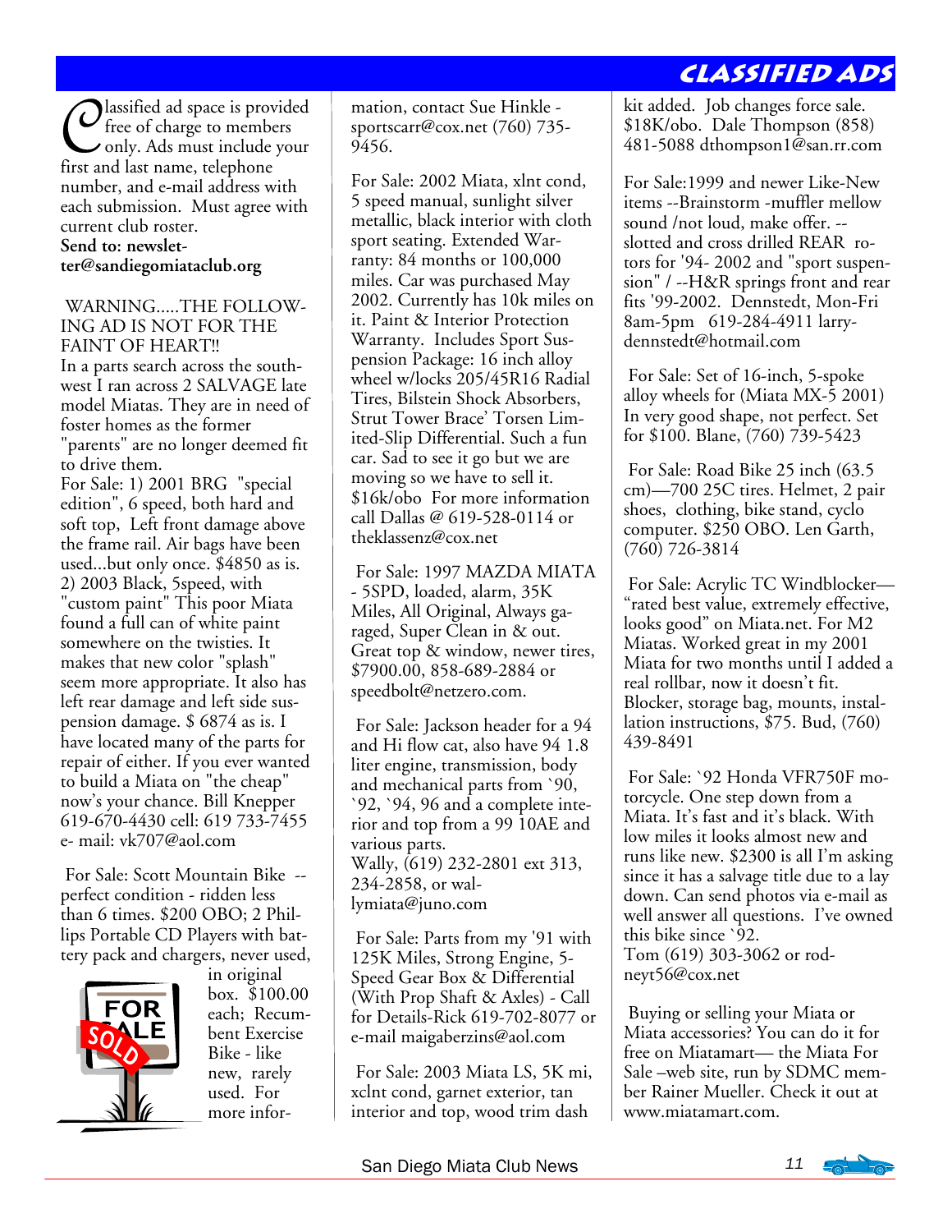# CLASSIFIED ADS

Classified ad space is provided free of charge to members only. Ads must include your first and last name, telephone number, and e-mail address with each submission. Must agree with current club roster.
**Send to: newsletter@sandiegomiataclub.org**

WARNING.....THE FOLLOWING AD IS NOT FOR THE FAINT OF HEART!!
In a parts search across the southwest I ran across 2 SALVAGE late model Miatas. They are in need of foster homes as the former "parents" are no longer deemed fit to drive them.
For Sale: 1) 2001 BRG "special edition", 6 speed, both hard and soft top, Left front damage above the frame rail. Air bags have been used...but only once. $4850 as is.
2) 2003 Black, 5speed, with "custom paint" This poor Miata found a full can of white paint somewhere on the twisties. It makes that new color "splash" seem more appropriate. It also has left rear damage and left side suspension damage. $ 6874 as is. I have located many of the parts for repair of either. If you ever wanted to build a Miata on "the cheap" now's your chance. Bill Knepper 619-670-4430 cell: 619 733-7455 e- mail: vk707@aol.com

For Sale: Scott Mountain Bike -- perfect condition - ridden less than 6 times. $200 OBO; 2 Phillips Portable CD Players with battery pack and chargers, never used, in original box. $100.00 each; Recumbent Exercise Bike - like new, rarely used. For more information, contact Sue Hinkle - sportscarr@cox.net (760) 735-9456.

For Sale: 2002 Miata, xlnt cond, 5 speed manual, sunlight silver metallic, black interior with cloth sport seating. Extended Warranty: 84 months or 100,000 miles. Car was purchased May 2002. Currently has 10k miles on it. Paint & Interior Protection Warranty. Includes Sport Suspension Package: 16 inch alloy wheel w/locks 205/45R16 Radial Tires, Bilstein Shock Absorbers, Strut Tower Brace' Torsen Limited-Slip Differential. Such a fun car. Sad to see it go but we are moving so we have to sell it. $16k/obo For more information call Dallas @ 619-528-0114 or theklassenz@cox.net

For Sale: 1997 MAZDA MIATA - 5SPD, loaded, alarm, 35K Miles, All Original, Always garaged, Super Clean in & out. Great top & window, newer tires, $7900.00, 858-689-2884 or speedbolt@netzero.com.

For Sale: Jackson header for a 94 and Hi flow cat, also have 94 1.8 liter engine, transmission, body and mechanical parts from `90, `92, `94, 96 and a complete interior and top from a 99 10AE and various parts.
Wally, (619) 232-2801 ext 313, 234-2858, or wallymiata@juno.com

For Sale: Parts from my '91 with 125K Miles, Strong Engine, 5-Speed Gear Box & Differential (With Prop Shaft & Axles) - Call for Details-Rick 619-702-8077 or e-mail maigaberzins@aol.com

For Sale: 2003 Miata LS, 5K mi, xclnt cond, garnet exterior, tan interior and top, wood trim dash kit added. Job changes force sale. $18K/obo. Dale Thompson (858) 481-5088 dthompson1@san.rr.com

For Sale:1999 and newer Like-New items --Brainstorm -muffler mellow sound /not loud, make offer. --slotted and cross drilled REAR rotors for '94- 2002 and "sport suspension" / --H&R springs front and rear fits '99-2002. Dennstedt, Mon-Fri 8am-5pm 619-284-4911 larry-dennstedt@hotmail.com

For Sale: Set of 16-inch, 5-spoke alloy wheels for (Miata MX-5 2001) In very good shape, not perfect. Set for $100. Blane, (760) 739-5423

For Sale: Road Bike 25 inch (63.5 cm)—700 25C tires. Helmet, 2 pair shoes, clothing, bike stand, cyclo computer. $250 OBO. Len Garth, (760) 726-3814

For Sale: Acrylic TC Windblocker—"rated best value, extremely effective, looks good" on Miata.net. For M2 Miatas. Worked great in my 2001 Miata for two months until I added a real rollbar, now it doesn't fit. Blocker, storage bag, mounts, installation instructions, $75. Bud, (760) 439-8491

For Sale: `92 Honda VFR750F motorcycle. One step down from a Miata. It's fast and it's black. With low miles it looks almost new and runs like new. $2300 is all I'm asking since it has a salvage title due to a lay down. Can send photos via e-mail as well answer all questions. I've owned this bike since `92.
Tom (619) 303-3062 or rodneyt56@cox.net

Buying or selling your Miata or Miata accessories? You can do it for free on Miatamart— the Miata For Sale –web site, run by SDMC member Rainer Mueller. Check it out at www.miatamart.com.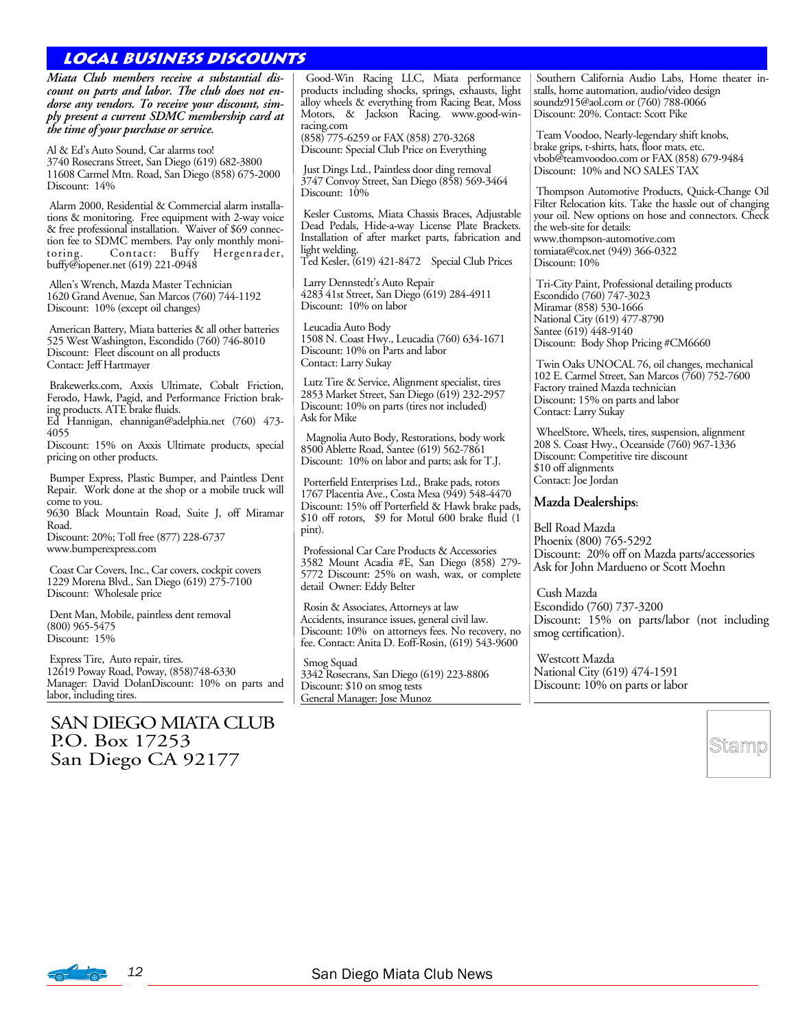## LOCAL BUSINESS DISCOUNTS

***Miata Club members receive a substantial discount on parts and labor. The club does not endorse any vendors. To receive your discount, simply present a current SDMC membership card at the time of your purchase or service.***

Al & Ed's Auto Sound, Car alarms too!
3740 Rosecrans Street, San Diego (619) 682-3800
11608 Carmel Mtn. Road, San Diego (858) 675-2000
Discount: 14%

Alarm 2000, Residential & Commercial alarm installations & monitoring. Free equipment with 2-way voice & free professional installation. Waiver of $69 connection fee to SDMC members. Pay only monthly monitoring. Contact: Buffy Hergenrader, buffy@iopener.net (619) 221-0948

Allen's Wrench, Mazda Master Technician
1620 Grand Avenue, San Marcos (760) 744-1192
Discount: 10% (except oil changes)

American Battery, Miata batteries & all other batteries
525 West Washington, Escondido (760) 746-8010
Discount: Fleet discount on all products
Contact: Jeff Hartmayer

Brakewerks.com, Axxis Ultimate, Cobalt Friction, Ferodo, Hawk, Pagid, and Performance Friction braking products. ATE brake fluids.
Ed Hannigan, ehannigan@adelphia.net (760) 473-4055
Discount: 15% on Axxis Ultimate products, special pricing on other products.

Bumper Express, Plastic Bumper, and Paintless Dent Repair. Work done at the shop or a mobile truck will come to you.
9630 Black Mountain Road, Suite J, off Miramar Road.
Discount: 20%; Toll free (877) 228-6737
www.bumperexpress.com

Coast Car Covers, Inc., Car covers, cockpit covers
1229 Morena Blvd., San Diego (619) 275-7100
Discount: Wholesale price

Dent Man, Mobile, paintless dent removal
(800) 965-5475
Discount: 15%

Express Tire, Auto repair, tires.
12619 Poway Road, Poway, (858)748-6330
Manager: David DolanDiscount: 10% on parts and labor, including tires.

Good-Win Racing LLC, Miata performance products including shocks, springs, exhausts, light alloy wheels & everything from Racing Beat, Moss Motors, & Jackson Racing. www.good-win-racing.com
(858) 775-6259 or FAX (858) 270-3268
Discount: Special Club Price on Everything

Just Dings Ltd., Paintless door ding removal
3747 Convoy Street, San Diego (858) 569-3464
Discount: 10%

Kesler Customs, Miata Chassis Braces, Adjustable Dead Pedals, Hide-a-way License Plate Brackets. Installation of after market parts, fabrication and light welding.
Ted Kesler, (619) 421-8472 Special Club Prices

Larry Dennstedt's Auto Repair
4283 41st Street, San Diego (619) 284-4911
Discount: 10% on labor

Leucadia Auto Body
1508 N. Coast Hwy., Leucadia (760) 634-1671
Discount: 10% on Parts and labor
Contact: Larry Sukay

Lutz Tire & Service, Alignment specialist, tires
2853 Market Street, San Diego (619) 232-2957
Discount: 10% on parts (tires not included)
Ask for Mike

Magnolia Auto Body, Restorations, body work
8500 Ablette Road, Santee (619) 562-7861
Discount: 10% on labor and parts; ask for T.J.

Porterfield Enterprises Ltd., Brake pads, rotors
1767 Placentia Ave., Costa Mesa (949) 548-4470
Discount: 15% off Porterfield & Hawk brake pads, $10 off rotors, $9 for Motul 600 brake fluid (1 pint).

Professional Car Care Products & Accessories
3582 Mount Acadia #E, San Diego (858) 279-5772 Discount: 25% on wash, wax, or complete detail Owner: Eddy Belter

Rosin & Associates, Attorneys at law
Accidents, insurance issues, general civil law.
Discount: 10% on attorneys fees. No recovery, no fee. Contact: Anita D. Eoff-Rosin, (619) 543-9600

Smog Squad
3342 Rosecrans, San Diego (619) 223-8806
Discount: $10 on smog tests
General Manager: Jose Munoz

Southern California Audio Labs, Home theater installs, home automation, audio/video design
soundz915@aol.com or (760) 788-0066
Discount: 20%. Contact: Scott Pike

Team Voodoo, Nearly-legendary shift knobs, brake grips, t-shirts, hats, floor mats, etc.
vbob@teamvoodoo.com or FAX (858) 679-9484
Discount: 10% and NO SALES TAX

Thompson Automotive Products, Quick-Change Oil Filter Relocation kits. Take the hassle out of changing your oil. New options on hose and connectors. Check the web-site for details:
www.thompson-automotive.com
tomiata@cox.net (949) 366-0322
Discount: 10%

Tri-City Paint, Professional detailing products
Escondido (760) 747-3023
Miramar (858) 530-1666
National City (619) 477-8790
Santee (619) 448-9140
Discount: Body Shop Pricing #CM6660

Twin Oaks UNOCAL 76, oil changes, mechanical
102 E. Carmel Street, San Marcos (760) 752-7600
Factory trained Mazda technician
Discount: 15% on parts and labor
Contact: Larry Sukay

WheelStore, Wheels, tires, suspension, alignment
208 S. Coast Hwy., Oceanside (760) 967-1336
Discount: Competitive tire discount
$10 off alignments
Contact: Joe Jordan

### Mazda Dealerships:

Bell Road Mazda
Phoenix (800) 765-5292
Discount: 20% off on Mazda parts/accessories
Ask for John Mardueno or Scott Moehn

Cush Mazda
Escondido (760) 737-3200
Discount: 15% on parts/labor (not including smog certification).

Westcott Mazda
National City (619) 474-1591
Discount: 10% on parts or labor

SAN DIEGO MIATA CLUB
P.O. Box 17253
San Diego CA 92177

Stamp